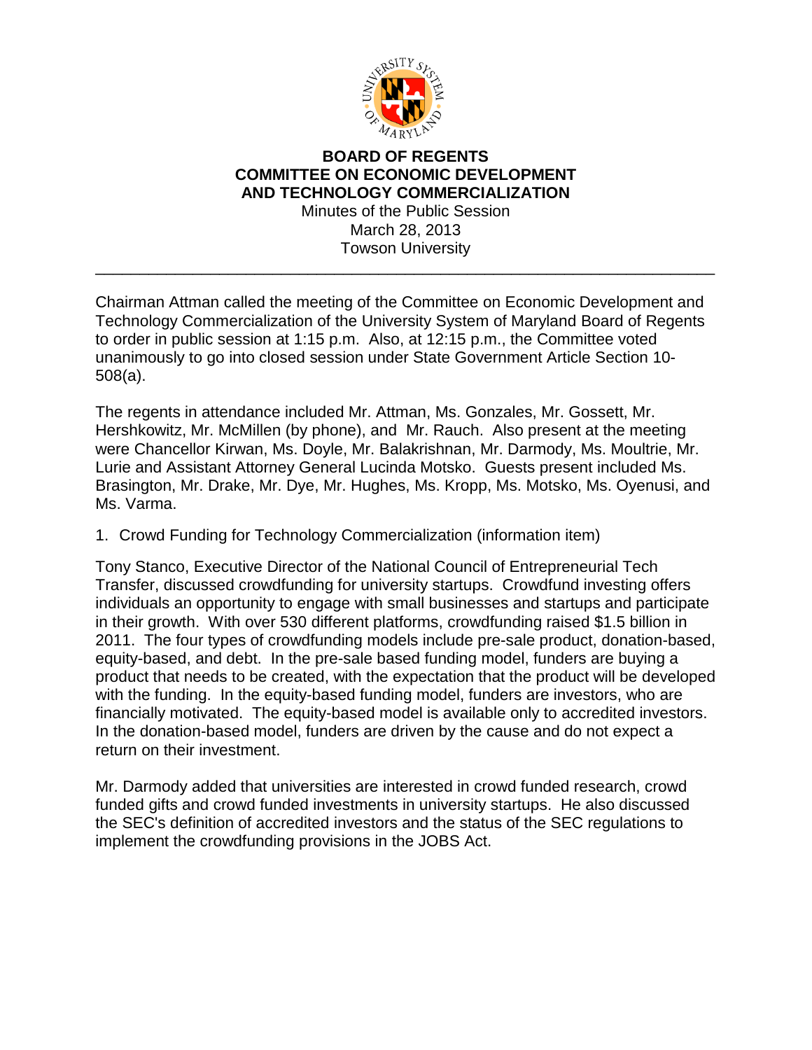# BOARD OF REGENTS
# COMMITTEE ON ECONOMIC DEVELOPMENT AND TECHNOLOGY COMMERCIALIZATION

Minutes of the Public Session
March 28, 2013
Towson University

---

Chairman Attman called the meeting of the Committee on Economic Development and Technology Commercialization of the University System of Maryland Board of Regents to order in public session at 1:15 p.m. Also, at 12:15 p.m., the Committee voted unanimously to go into closed session under State Government Article Section 10-508(a).

The regents in attendance included Mr. Attman, Ms. Gonzales, Mr. Gossett, Mr. Hershkowitz, Mr. McMillen (by phone), and Mr. Rauch. Also present at the meeting were Chancellor Kirwan, Ms. Doyle, Mr. Balakrishnan, Mr. Darmody, Ms. Moultrie, Mr. Lurie and Assistant Attorney General Lucinda Motsko. Guests present included Ms. Brasington, Mr. Drake, Mr. Dye, Mr. Hughes, Ms. Kropp, Ms. Motsko, Ms. Oyenusi, and Ms. Varma.

1. Crowd Funding for Technology Commercialization (information item)

Tony Stanco, Executive Director of the National Council of Entrepreneurial Tech Transfer, discussed crowdfunding for university startups. Crowdfund investing offers individuals an opportunity to engage with small businesses and startups and participate in their growth. With over 530 different platforms, crowdfunding raised $1.5 billion in 2011. The four types of crowdfunding models include pre-sale product, donation-based, equity-based, and debt. In the pre-sale based funding model, funders are buying a product that needs to be created, with the expectation that the product will be developed with the funding. In the equity-based funding model, funders are investors, who are financially motivated. The equity-based model is available only to accredited investors. In the donation-based model, funders are driven by the cause and do not expect a return on their investment.

Mr. Darmody added that universities are interested in crowd funded research, crowd funded gifts and crowd funded investments in university startups. He also discussed the SEC's definition of accredited investors and the status of the SEC regulations to implement the crowdfunding provisions in the JOBS Act.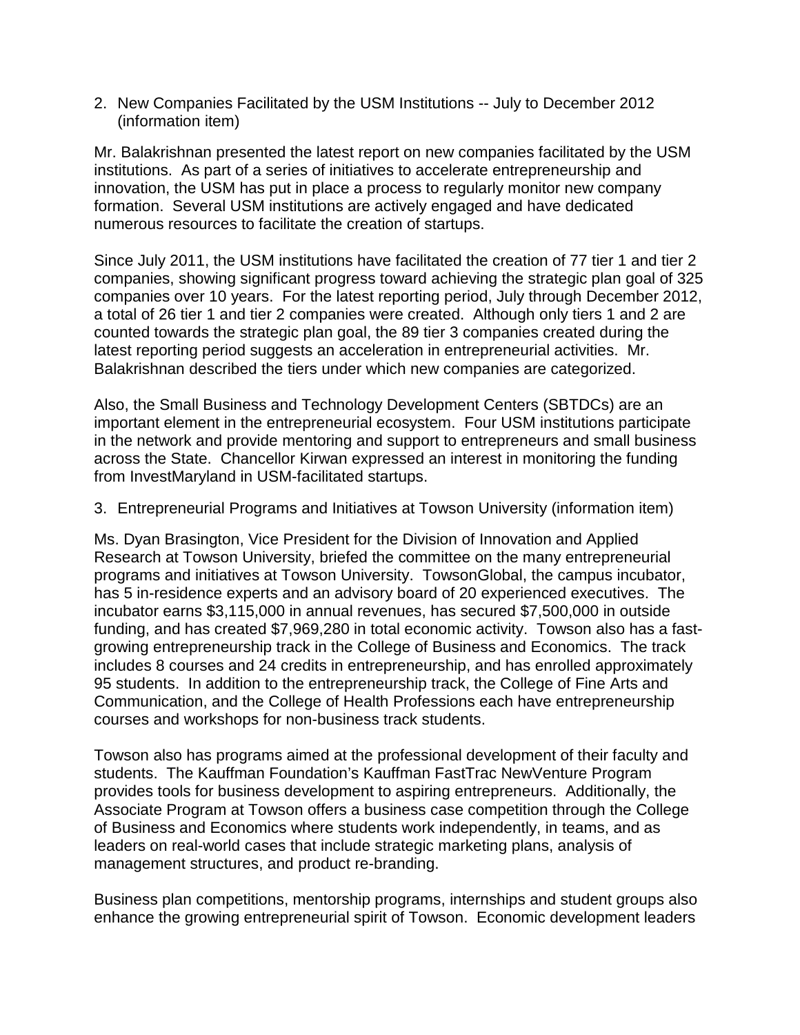2. New Companies Facilitated by the USM Institutions -- July to December 2012 (information item)

Mr. Balakrishnan presented the latest report on new companies facilitated by the USM institutions. As part of a series of initiatives to accelerate entrepreneurship and innovation, the USM has put in place a process to regularly monitor new company formation. Several USM institutions are actively engaged and have dedicated numerous resources to facilitate the creation of startups.

Since July 2011, the USM institutions have facilitated the creation of 77 tier 1 and tier 2 companies, showing significant progress toward achieving the strategic plan goal of 325 companies over 10 years. For the latest reporting period, July through December 2012, a total of 26 tier 1 and tier 2 companies were created. Although only tiers 1 and 2 are counted towards the strategic plan goal, the 89 tier 3 companies created during the latest reporting period suggests an acceleration in entrepreneurial activities. Mr. Balakrishnan described the tiers under which new companies are categorized.

Also, the Small Business and Technology Development Centers (SBTDCs) are an important element in the entrepreneurial ecosystem. Four USM institutions participate in the network and provide mentoring and support to entrepreneurs and small business across the State. Chancellor Kirwan expressed an interest in monitoring the funding from InvestMaryland in USM-facilitated startups.

3. Entrepreneurial Programs and Initiatives at Towson University (information item)

Ms. Dyan Brasington, Vice President for the Division of Innovation and Applied Research at Towson University, briefed the committee on the many entrepreneurial programs and initiatives at Towson University. TowsonGlobal, the campus incubator, has 5 in-residence experts and an advisory board of 20 experienced executives. The incubator earns $3,115,000 in annual revenues, has secured $7,500,000 in outside funding, and has created $7,969,280 in total economic activity. Towson also has a fast-growing entrepreneurship track in the College of Business and Economics. The track includes 8 courses and 24 credits in entrepreneurship, and has enrolled approximately 95 students. In addition to the entrepreneurship track, the College of Fine Arts and Communication, and the College of Health Professions each have entrepreneurship courses and workshops for non-business track students.

Towson also has programs aimed at the professional development of their faculty and students. The Kauffman Foundation's Kauffman FastTrac NewVenture Program provides tools for business development to aspiring entrepreneurs. Additionally, the Associate Program at Towson offers a business case competition through the College of Business and Economics where students work independently, in teams, and as leaders on real-world cases that include strategic marketing plans, analysis of management structures, and product re-branding.

Business plan competitions, mentorship programs, internships and student groups also enhance the growing entrepreneurial spirit of Towson. Economic development leaders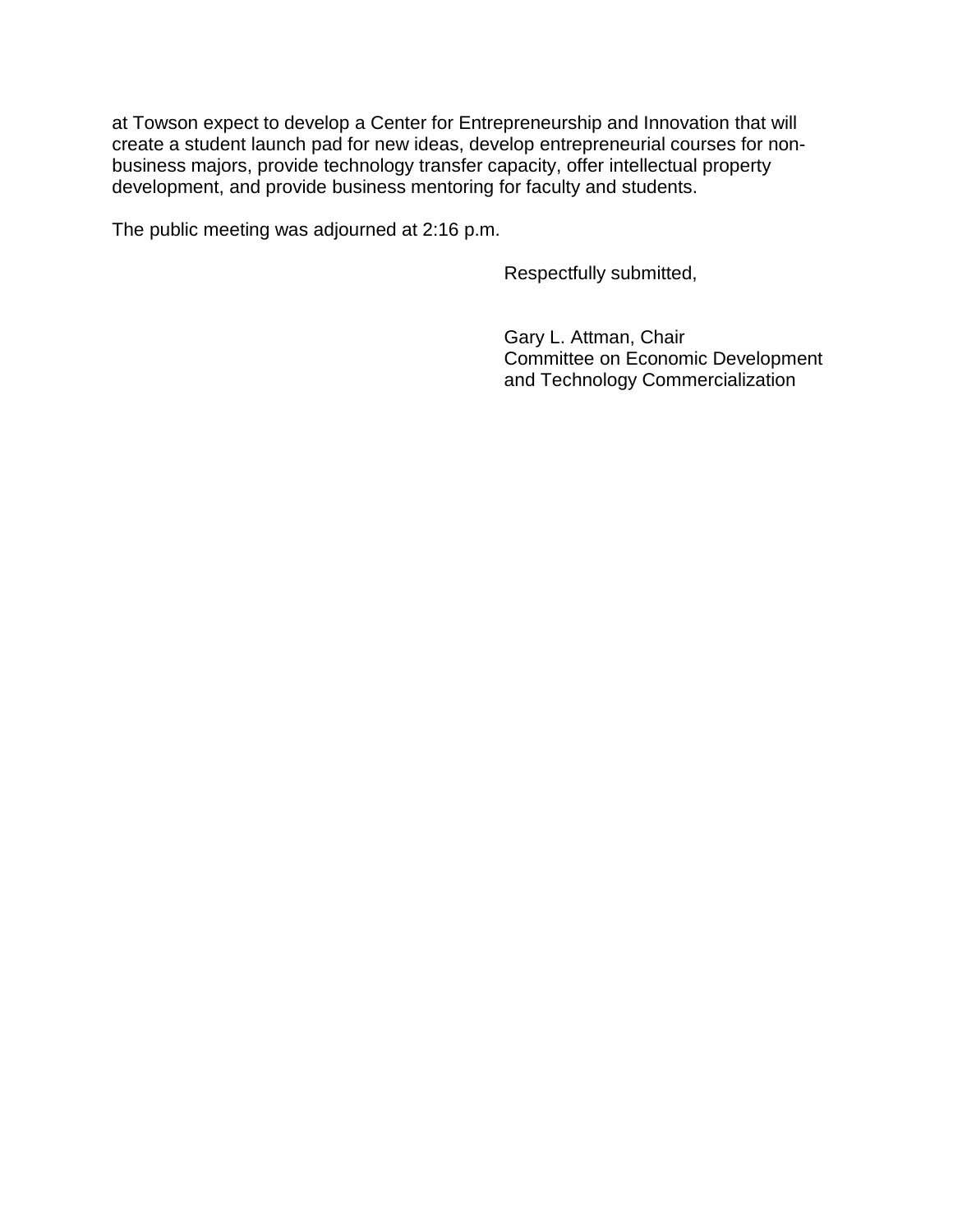at Towson expect to develop a Center for Entrepreneurship and Innovation that will create a student launch pad for new ideas, develop entrepreneurial courses for non-business majors, provide technology transfer capacity, offer intellectual property development, and provide business mentoring for faculty and students.

The public meeting was adjourned at 2:16 p.m.

Respectfully submitted,

Gary L. Attman, Chair
Committee on Economic Development
and Technology Commercialization